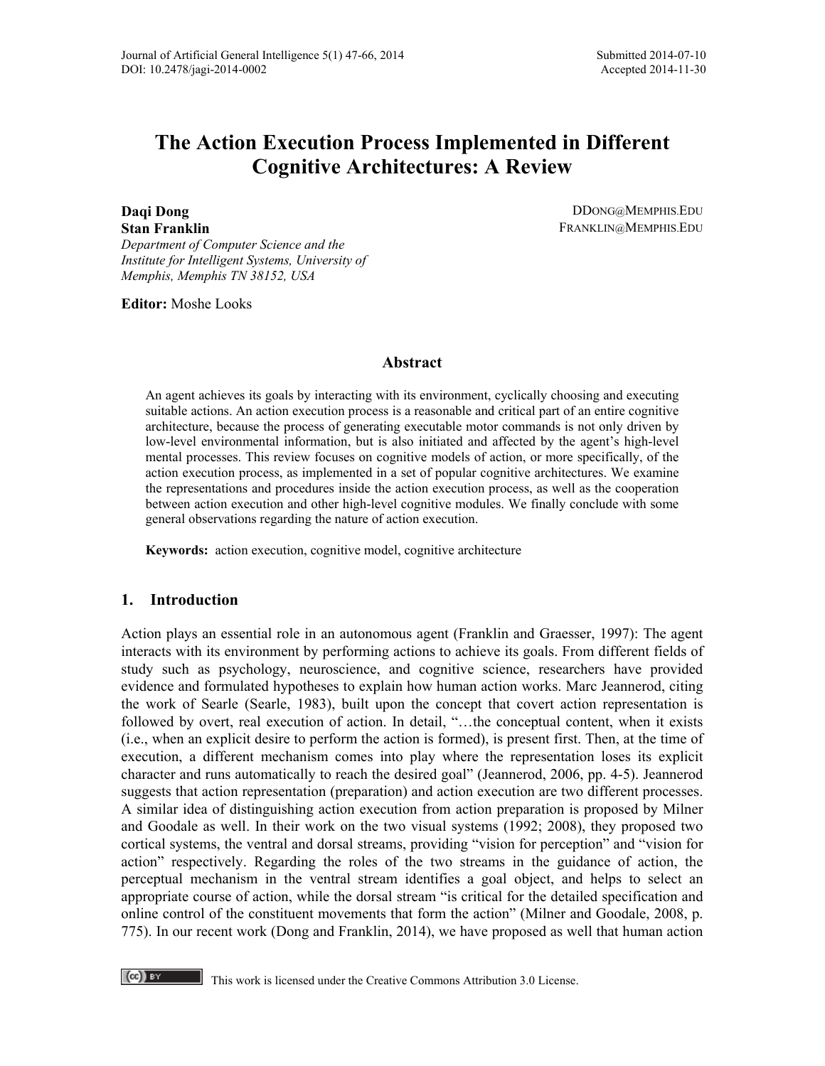# The Action Execution Process Implemented in Different Cognitive Architectures: A Review

**Daqi Dong** DDONG@MEMPHIS.EDU
**Stan Franklin** FRANKLIN@MEMPHIS.EDU
*Department of Computer Science and the Institute for Intelligent Systems, University of Memphis, Memphis TN 38152, USA*

**Editor:** Moshe Looks

## Abstract

An agent achieves its goals by interacting with its environment, cyclically choosing and executing suitable actions. An action execution process is a reasonable and critical part of an entire cognitive architecture, because the process of generating executable motor commands is not only driven by low-level environmental information, but is also initiated and affected by the agent's high-level mental processes. This review focuses on cognitive models of action, or more specifically, of the action execution process, as implemented in a set of popular cognitive architectures. We examine the representations and procedures inside the action execution process, as well as the cooperation between action execution and other high-level cognitive modules. We finally conclude with some general observations regarding the nature of action execution.

**Keywords:** action execution, cognitive model, cognitive architecture

## 1. Introduction

Action plays an essential role in an autonomous agent (Franklin and Graesser, 1997): The agent interacts with its environment by performing actions to achieve its goals. From different fields of study such as psychology, neuroscience, and cognitive science, researchers have provided evidence and formulated hypotheses to explain how human action works. Marc Jeannerod, citing the work of Searle (Searle, 1983), built upon the concept that covert action representation is followed by overt, real execution of action. In detail, "…the conceptual content, when it exists (i.e., when an explicit desire to perform the action is formed), is present first. Then, at the time of execution, a different mechanism comes into play where the representation loses its explicit character and runs automatically to reach the desired goal" (Jeannerod, 2006, pp. 4-5). Jeannerod suggests that action representation (preparation) and action execution are two different processes. A similar idea of distinguishing action execution from action preparation is proposed by Milner and Goodale as well. In their work on the two visual systems (1992; 2008), they proposed two cortical systems, the ventral and dorsal streams, providing "vision for perception" and "vision for action" respectively. Regarding the roles of the two streams in the guidance of action, the perceptual mechanism in the ventral stream identifies a goal object, and helps to select an appropriate course of action, while the dorsal stream "is critical for the detailed specification and online control of the constituent movements that form the action" (Milner and Goodale, 2008, p. 775). In our recent work (Dong and Franklin, 2014), we have proposed as well that human action

This work is licensed under the Creative Commons Attribution 3.0 License.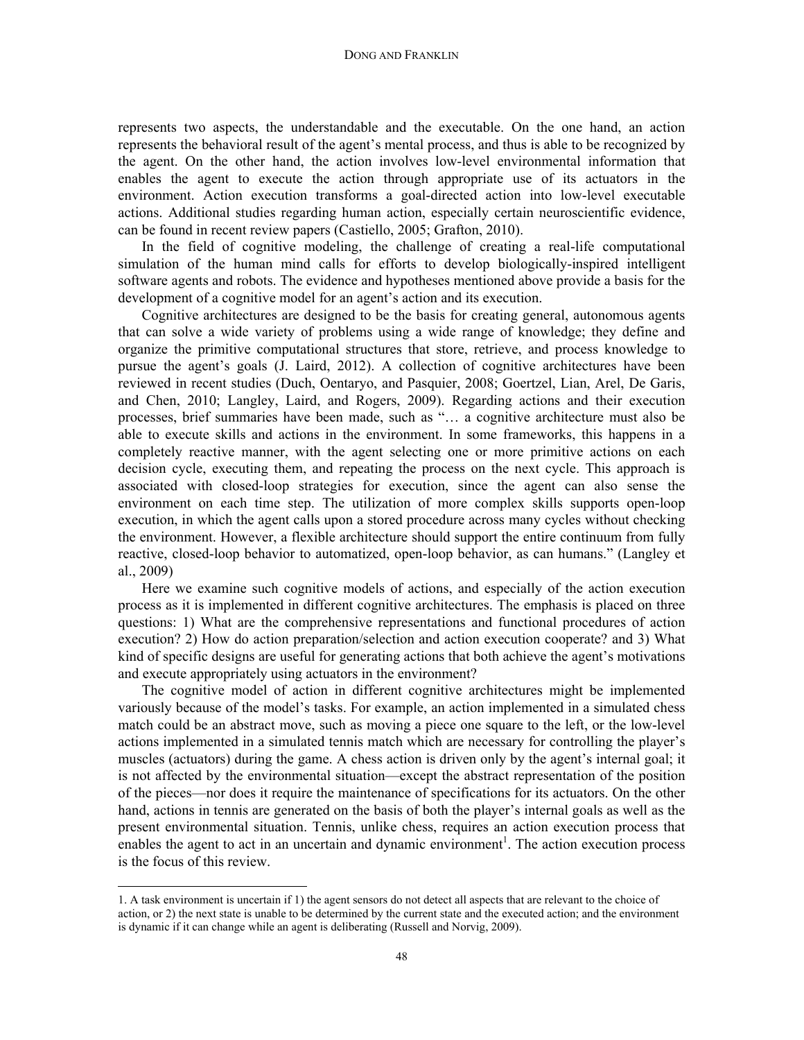represents two aspects, the understandable and the executable. On the one hand, an action represents the behavioral result of the agent's mental process, and thus is able to be recognized by the agent. On the other hand, the action involves low-level environmental information that enables the agent to execute the action through appropriate use of its actuators in the environment. Action execution transforms a goal-directed action into low-level executable actions. Additional studies regarding human action, especially certain neuroscientific evidence, can be found in recent review papers (Castiello, 2005; Grafton, 2010).

In the field of cognitive modeling, the challenge of creating a real-life computational simulation of the human mind calls for efforts to develop biologically-inspired intelligent software agents and robots. The evidence and hypotheses mentioned above provide a basis for the development of a cognitive model for an agent's action and its execution.

Cognitive architectures are designed to be the basis for creating general, autonomous agents that can solve a wide variety of problems using a wide range of knowledge; they define and organize the primitive computational structures that store, retrieve, and process knowledge to pursue the agent's goals (J. Laird, 2012). A collection of cognitive architectures have been reviewed in recent studies (Duch, Oentaryo, and Pasquier, 2008; Goertzel, Lian, Arel, De Garis, and Chen, 2010; Langley, Laird, and Rogers, 2009). Regarding actions and their execution processes, brief summaries have been made, such as "… a cognitive architecture must also be able to execute skills and actions in the environment. In some frameworks, this happens in a completely reactive manner, with the agent selecting one or more primitive actions on each decision cycle, executing them, and repeating the process on the next cycle. This approach is associated with closed-loop strategies for execution, since the agent can also sense the environment on each time step. The utilization of more complex skills supports open-loop execution, in which the agent calls upon a stored procedure across many cycles without checking the environment. However, a flexible architecture should support the entire continuum from fully reactive, closed-loop behavior to automatized, open-loop behavior, as can humans." (Langley et al., 2009)

Here we examine such cognitive models of actions, and especially of the action execution process as it is implemented in different cognitive architectures. The emphasis is placed on three questions: 1) What are the comprehensive representations and functional procedures of action execution? 2) How do action preparation/selection and action execution cooperate? and 3) What kind of specific designs are useful for generating actions that both achieve the agent's motivations and execute appropriately using actuators in the environment?

The cognitive model of action in different cognitive architectures might be implemented variously because of the model's tasks. For example, an action implemented in a simulated chess match could be an abstract move, such as moving a piece one square to the left, or the low-level actions implemented in a simulated tennis match which are necessary for controlling the player's muscles (actuators) during the game. A chess action is driven only by the agent's internal goal; it is not affected by the environmental situation—except the abstract representation of the position of the pieces—nor does it require the maintenance of specifications for its actuators. On the other hand, actions in tennis are generated on the basis of both the player's internal goals as well as the present environmental situation. Tennis, unlike chess, requires an action execution process that enables the agent to act in an uncertain and dynamic environment[1]. The action execution process is the focus of this review.

---

1. A task environment is uncertain if 1) the agent sensors do not detect all aspects that are relevant to the choice of action, or 2) the next state is unable to be determined by the current state and the executed action; and the environment is dynamic if it can change while an agent is deliberating (Russell and Norvig, 2009).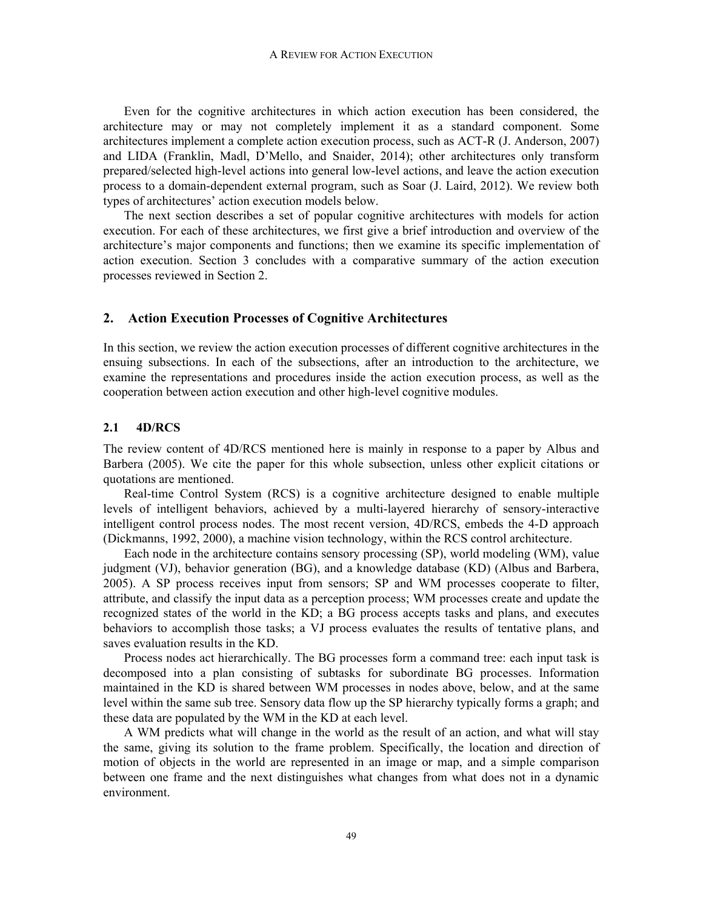Even for the cognitive architectures in which action execution has been considered, the architecture may or may not completely implement it as a standard component. Some architectures implement a complete action execution process, such as ACT-R (J. Anderson, 2007) and LIDA (Franklin, Madl, D'Mello, and Snaider, 2014); other architectures only transform prepared/selected high-level actions into general low-level actions, and leave the action execution process to a domain-dependent external program, such as Soar (J. Laird, 2012). We review both types of architectures' action execution models below.

The next section describes a set of popular cognitive architectures with models for action execution. For each of these architectures, we first give a brief introduction and overview of the architecture's major components and functions; then we examine its specific implementation of action execution. Section 3 concludes with a comparative summary of the action execution processes reviewed in Section 2.

## 2. Action Execution Processes of Cognitive Architectures

In this section, we review the action execution processes of different cognitive architectures in the ensuing subsections. In each of the subsections, after an introduction to the architecture, we examine the representations and procedures inside the action execution process, as well as the cooperation between action execution and other high-level cognitive modules.

### 2.1 4D/RCS

The review content of 4D/RCS mentioned here is mainly in response to a paper by Albus and Barbera (2005). We cite the paper for this whole subsection, unless other explicit citations or quotations are mentioned.

Real-time Control System (RCS) is a cognitive architecture designed to enable multiple levels of intelligent behaviors, achieved by a multi-layered hierarchy of sensory-interactive intelligent control process nodes. The most recent version, 4D/RCS, embeds the 4-D approach (Dickmanns, 1992, 2000), a machine vision technology, within the RCS control architecture.

Each node in the architecture contains sensory processing (SP), world modeling (WM), value judgment (VJ), behavior generation (BG), and a knowledge database (KD) (Albus and Barbera, 2005). A SP process receives input from sensors; SP and WM processes cooperate to filter, attribute, and classify the input data as a perception process; WM processes create and update the recognized states of the world in the KD; a BG process accepts tasks and plans, and executes behaviors to accomplish those tasks; a VJ process evaluates the results of tentative plans, and saves evaluation results in the KD.

Process nodes act hierarchically. The BG processes form a command tree: each input task is decomposed into a plan consisting of subtasks for subordinate BG processes. Information maintained in the KD is shared between WM processes in nodes above, below, and at the same level within the same sub tree. Sensory data flow up the SP hierarchy typically forms a graph; and these data are populated by the WM in the KD at each level.

A WM predicts what will change in the world as the result of an action, and what will stay the same, giving its solution to the frame problem. Specifically, the location and direction of motion of objects in the world are represented in an image or map, and a simple comparison between one frame and the next distinguishes what changes from what does not in a dynamic environment.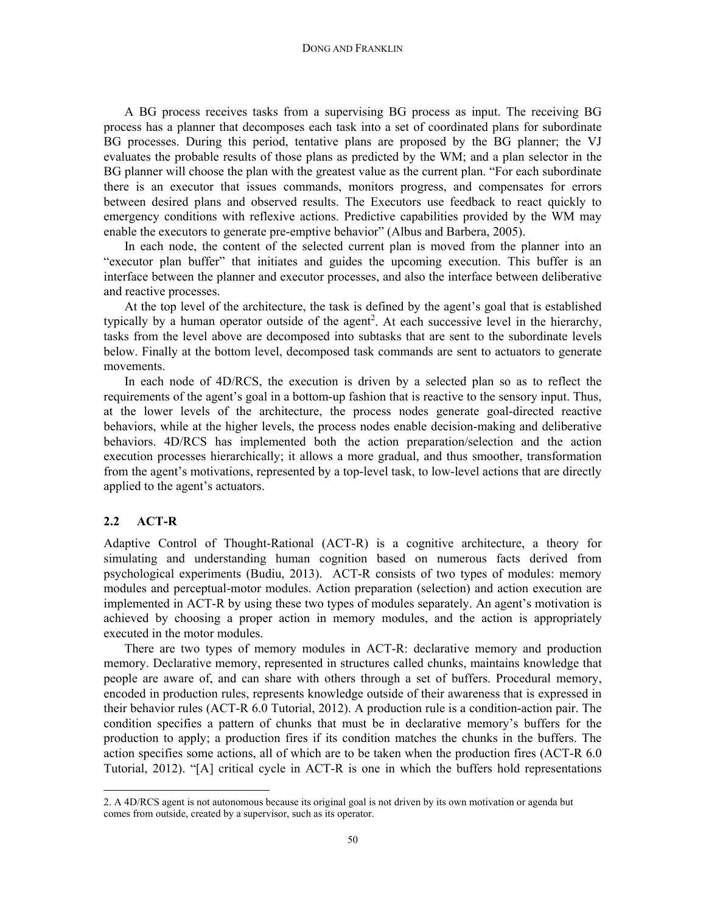A BG process receives tasks from a supervising BG process as input. The receiving BG process has a planner that decomposes each task into a set of coordinated plans for subordinate BG processes. During this period, tentative plans are proposed by the BG planner; the VJ evaluates the probable results of those plans as predicted by the WM; and a plan selector in the BG planner will choose the plan with the greatest value as the current plan. "For each subordinate there is an executor that issues commands, monitors progress, and compensates for errors between desired plans and observed results. The Executors use feedback to react quickly to emergency conditions with reflexive actions. Predictive capabilities provided by the WM may enable the executors to generate pre-emptive behavior" (Albus and Barbera, 2005).

In each node, the content of the selected current plan is moved from the planner into an "executor plan buffer" that initiates and guides the upcoming execution. This buffer is an interface between the planner and executor processes, and also the interface between deliberative and reactive processes.

At the top level of the architecture, the task is defined by the agent's goal that is established typically by a human operator outside of the agent[2]. At each successive level in the hierarchy, tasks from the level above are decomposed into subtasks that are sent to the subordinate levels below. Finally at the bottom level, decomposed task commands are sent to actuators to generate movements.

In each node of 4D/RCS, the execution is driven by a selected plan so as to reflect the requirements of the agent's goal in a bottom-up fashion that is reactive to the sensory input. Thus, at the lower levels of the architecture, the process nodes generate goal-directed reactive behaviors, while at the higher levels, the process nodes enable decision-making and deliberative behaviors. 4D/RCS has implemented both the action preparation/selection and the action execution processes hierarchically; it allows a more gradual, and thus smoother, transformation from the agent's motivations, represented by a top-level task, to low-level actions that are directly applied to the agent's actuators.

### 2.2 ACT-R

Adaptive Control of Thought-Rational (ACT-R) is a cognitive architecture, a theory for simulating and understanding human cognition based on numerous facts derived from psychological experiments (Budiu, 2013). ACT-R consists of two types of modules: memory modules and perceptual-motor modules. Action preparation (selection) and action execution are implemented in ACT-R by using these two types of modules separately. An agent's motivation is achieved by choosing a proper action in memory modules, and the action is appropriately executed in the motor modules.

There are two types of memory modules in ACT-R: declarative memory and production memory. Declarative memory, represented in structures called chunks, maintains knowledge that people are aware of, and can share with others through a set of buffers. Procedural memory, encoded in production rules, represents knowledge outside of their awareness that is expressed in their behavior rules (ACT-R 6.0 Tutorial, 2012). A production rule is a condition-action pair. The condition specifies a pattern of chunks that must be in declarative memory's buffers for the production to apply; a production fires if its condition matches the chunks in the buffers. The action specifies some actions, all of which are to be taken when the production fires (ACT-R 6.0 Tutorial, 2012). "[A] critical cycle in ACT-R is one in which the buffers hold representations

2. A 4D/RCS agent is not autonomous because its original goal is not driven by its own motivation or agenda but comes from outside, created by a supervisor, such as its operator.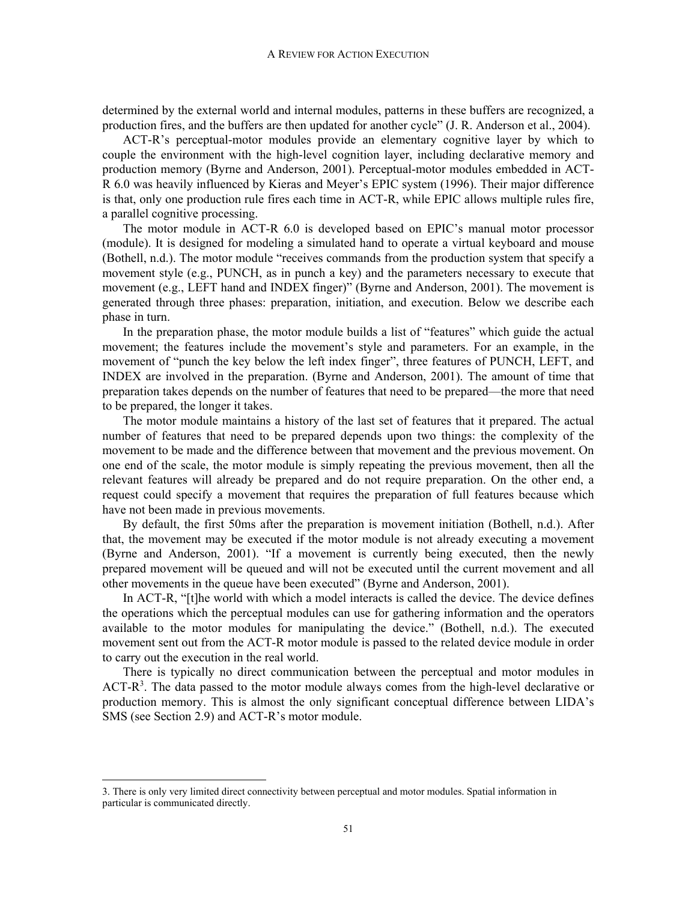determined by the external world and internal modules, patterns in these buffers are recognized, a production fires, and the buffers are then updated for another cycle" (J. R. Anderson et al., 2004).

ACT-R's perceptual-motor modules provide an elementary cognitive layer by which to couple the environment with the high-level cognition layer, including declarative memory and production memory (Byrne and Anderson, 2001). Perceptual-motor modules embedded in ACT-R 6.0 was heavily influenced by Kieras and Meyer's EPIC system (1996). Their major difference is that, only one production rule fires each time in ACT-R, while EPIC allows multiple rules fire, a parallel cognitive processing.

The motor module in ACT-R 6.0 is developed based on EPIC's manual motor processor (module). It is designed for modeling a simulated hand to operate a virtual keyboard and mouse (Bothell, n.d.). The motor module "receives commands from the production system that specify a movement style (e.g., PUNCH, as in punch a key) and the parameters necessary to execute that movement (e.g., LEFT hand and INDEX finger)" (Byrne and Anderson, 2001). The movement is generated through three phases: preparation, initiation, and execution. Below we describe each phase in turn.

In the preparation phase, the motor module builds a list of "features" which guide the actual movement; the features include the movement's style and parameters. For an example, in the movement of "punch the key below the left index finger", three features of PUNCH, LEFT, and INDEX are involved in the preparation. (Byrne and Anderson, 2001). The amount of time that preparation takes depends on the number of features that need to be prepared—the more that need to be prepared, the longer it takes.

The motor module maintains a history of the last set of features that it prepared. The actual number of features that need to be prepared depends upon two things: the complexity of the movement to be made and the difference between that movement and the previous movement. On one end of the scale, the motor module is simply repeating the previous movement, then all the relevant features will already be prepared and do not require preparation. On the other end, a request could specify a movement that requires the preparation of full features because which have not been made in previous movements.

By default, the first 50ms after the preparation is movement initiation (Bothell, n.d.). After that, the movement may be executed if the motor module is not already executing a movement (Byrne and Anderson, 2001). "If a movement is currently being executed, then the newly prepared movement will be queued and will not be executed until the current movement and all other movements in the queue have been executed" (Byrne and Anderson, 2001).

In ACT-R, "[t]he world with which a model interacts is called the device. The device defines the operations which the perceptual modules can use for gathering information and the operators available to the motor modules for manipulating the device." (Bothell, n.d.). The executed movement sent out from the ACT-R motor module is passed to the related device module in order to carry out the execution in the real world.

There is typically no direct communication between the perceptual and motor modules in ACT-R[3]. The data passed to the motor module always comes from the high-level declarative or production memory. This is almost the only significant conceptual difference between LIDA's SMS (see Section 2.9) and ACT-R's motor module.

3. There is only very limited direct connectivity between perceptual and motor modules. Spatial information in particular is communicated directly.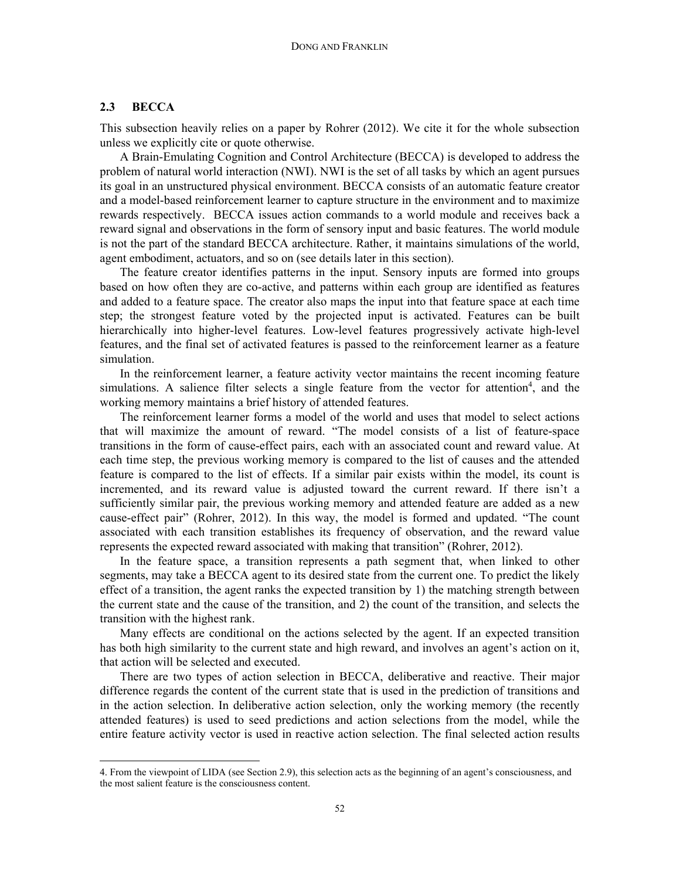### 2.3 BECCA

This subsection heavily relies on a paper by Rohrer (2012). We cite it for the whole subsection unless we explicitly cite or quote otherwise.

A Brain-Emulating Cognition and Control Architecture (BECCA) is developed to address the problem of natural world interaction (NWI). NWI is the set of all tasks by which an agent pursues its goal in an unstructured physical environment. BECCA consists of an automatic feature creator and a model-based reinforcement learner to capture structure in the environment and to maximize rewards respectively. BECCA issues action commands to a world module and receives back a reward signal and observations in the form of sensory input and basic features. The world module is not the part of the standard BECCA architecture. Rather, it maintains simulations of the world, agent embodiment, actuators, and so on (see details later in this section).

The feature creator identifies patterns in the input. Sensory inputs are formed into groups based on how often they are co-active, and patterns within each group are identified as features and added to a feature space. The creator also maps the input into that feature space at each time step; the strongest feature voted by the projected input is activated. Features can be built hierarchically into higher-level features. Low-level features progressively activate high-level features, and the final set of activated features is passed to the reinforcement learner as a feature simulation.

In the reinforcement learner, a feature activity vector maintains the recent incoming feature simulations. A salience filter selects a single feature from the vector for attention[4], and the working memory maintains a brief history of attended features.

The reinforcement learner forms a model of the world and uses that model to select actions that will maximize the amount of reward. "The model consists of a list of feature-space transitions in the form of cause-effect pairs, each with an associated count and reward value. At each time step, the previous working memory is compared to the list of causes and the attended feature is compared to the list of effects. If a similar pair exists within the model, its count is incremented, and its reward value is adjusted toward the current reward. If there isn't a sufficiently similar pair, the previous working memory and attended feature are added as a new cause-effect pair" (Rohrer, 2012). In this way, the model is formed and updated. "The count associated with each transition establishes its frequency of observation, and the reward value represents the expected reward associated with making that transition" (Rohrer, 2012).

In the feature space, a transition represents a path segment that, when linked to other segments, may take a BECCA agent to its desired state from the current one. To predict the likely effect of a transition, the agent ranks the expected transition by 1) the matching strength between the current state and the cause of the transition, and 2) the count of the transition, and selects the transition with the highest rank.

Many effects are conditional on the actions selected by the agent. If an expected transition has both high similarity to the current state and high reward, and involves an agent's action on it, that action will be selected and executed.

There are two types of action selection in BECCA, deliberative and reactive. Their major difference regards the content of the current state that is used in the prediction of transitions and in the action selection. In deliberative action selection, only the working memory (the recently attended features) is used to seed predictions and action selections from the model, while the entire feature activity vector is used in reactive action selection. The final selected action results

4. From the viewpoint of LIDA (see Section 2.9), this selection acts as the beginning of an agent's consciousness, and the most salient feature is the consciousness content.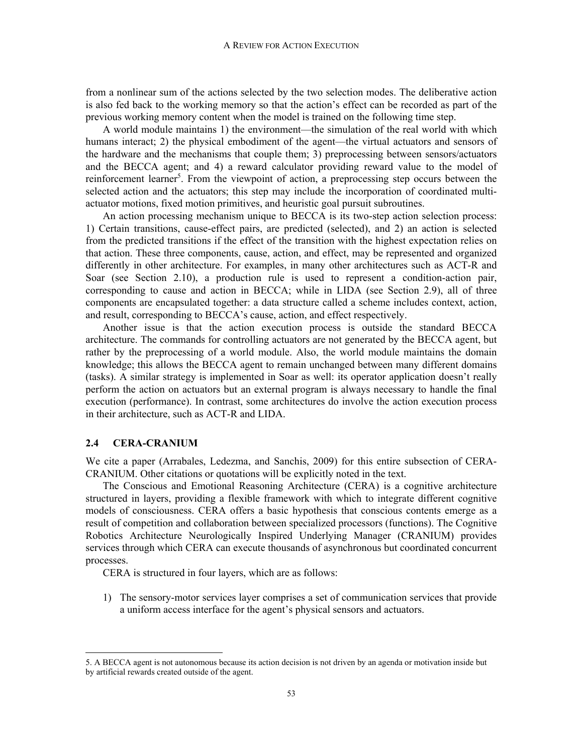from a nonlinear sum of the actions selected by the two selection modes. The deliberative action is also fed back to the working memory so that the action's effect can be recorded as part of the previous working memory content when the model is trained on the following time step.

A world module maintains 1) the environment—the simulation of the real world with which humans interact; 2) the physical embodiment of the agent—the virtual actuators and sensors of the hardware and the mechanisms that couple them; 3) preprocessing between sensors/actuators and the BECCA agent; and 4) a reward calculator providing reward value to the model of reinforcement learner[5]. From the viewpoint of action, a preprocessing step occurs between the selected action and the actuators; this step may include the incorporation of coordinated multi-actuator motions, fixed motion primitives, and heuristic goal pursuit subroutines.

An action processing mechanism unique to BECCA is its two-step action selection process: 1) Certain transitions, cause-effect pairs, are predicted (selected), and 2) an action is selected from the predicted transitions if the effect of the transition with the highest expectation relies on that action. These three components, cause, action, and effect, may be represented and organized differently in other architecture. For examples, in many other architectures such as ACT-R and Soar (see Section 2.10), a production rule is used to represent a condition-action pair, corresponding to cause and action in BECCA; while in LIDA (see Section 2.9), all of three components are encapsulated together: a data structure called a scheme includes context, action, and result, corresponding to BECCA's cause, action, and effect respectively.

Another issue is that the action execution process is outside the standard BECCA architecture. The commands for controlling actuators are not generated by the BECCA agent, but rather by the preprocessing of a world module. Also, the world module maintains the domain knowledge; this allows the BECCA agent to remain unchanged between many different domains (tasks). A similar strategy is implemented in Soar as well: its operator application doesn't really perform the action on actuators but an external program is always necessary to handle the final execution (performance). In contrast, some architectures do involve the action execution process in their architecture, such as ACT-R and LIDA.

### 2.4 CERA-CRANIUM

We cite a paper (Arrabales, Ledezma, and Sanchis, 2009) for this entire subsection of CERA-CRANIUM. Other citations or quotations will be explicitly noted in the text.

The Conscious and Emotional Reasoning Architecture (CERA) is a cognitive architecture structured in layers, providing a flexible framework with which to integrate different cognitive models of consciousness. CERA offers a basic hypothesis that conscious contents emerge as a result of competition and collaboration between specialized processors (functions). The Cognitive Robotics Architecture Neurologically Inspired Underlying Manager (CRANIUM) provides services through which CERA can execute thousands of asynchronous but coordinated concurrent processes.

CERA is structured in four layers, which are as follows:

1) The sensory-motor services layer comprises a set of communication services that provide a uniform access interface for the agent's physical sensors and actuators.

---

5. A BECCA agent is not autonomous because its action decision is not driven by an agenda or motivation inside but by artificial rewards created outside of the agent.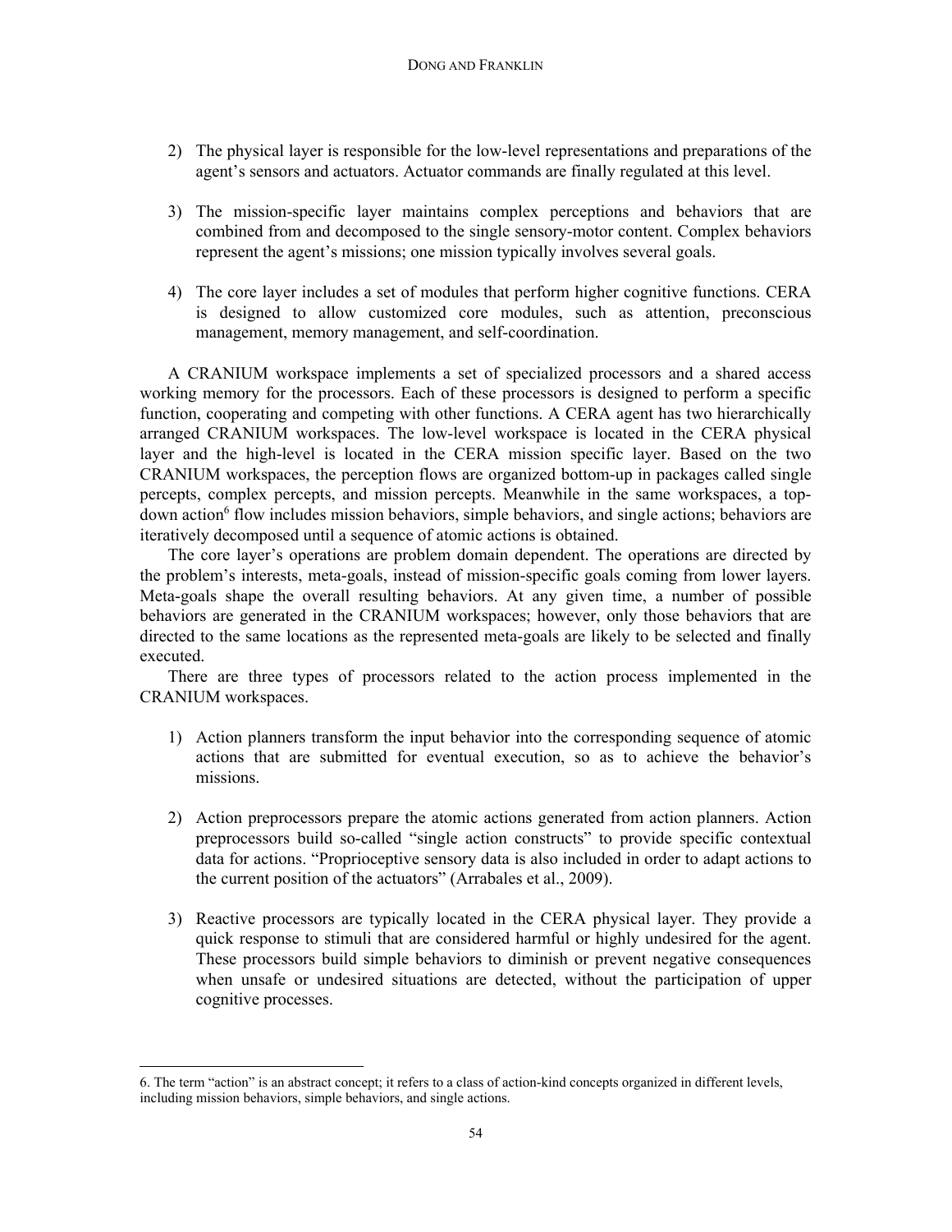2) The physical layer is responsible for the low-level representations and preparations of the agent's sensors and actuators. Actuator commands are finally regulated at this level.

3) The mission-specific layer maintains complex perceptions and behaviors that are combined from and decomposed to the single sensory-motor content. Complex behaviors represent the agent's missions; one mission typically involves several goals.

4) The core layer includes a set of modules that perform higher cognitive functions. CERA is designed to allow customized core modules, such as attention, preconscious management, memory management, and self-coordination.

A CRANIUM workspace implements a set of specialized processors and a shared access working memory for the processors. Each of these processors is designed to perform a specific function, cooperating and competing with other functions. A CERA agent has two hierarchically arranged CRANIUM workspaces. The low-level workspace is located in the CERA physical layer and the high-level is located in the CERA mission specific layer. Based on the two CRANIUM workspaces, the perception flows are organized bottom-up in packages called single percepts, complex percepts, and mission percepts. Meanwhile in the same workspaces, a top-down action[6] flow includes mission behaviors, simple behaviors, and single actions; behaviors are iteratively decomposed until a sequence of atomic actions is obtained.

The core layer's operations are problem domain dependent. The operations are directed by the problem's interests, meta-goals, instead of mission-specific goals coming from lower layers. Meta-goals shape the overall resulting behaviors. At any given time, a number of possible behaviors are generated in the CRANIUM workspaces; however, only those behaviors that are directed to the same locations as the represented meta-goals are likely to be selected and finally executed.

There are three types of processors related to the action process implemented in the CRANIUM workspaces.

1) Action planners transform the input behavior into the corresponding sequence of atomic actions that are submitted for eventual execution, so as to achieve the behavior's missions.

2) Action preprocessors prepare the atomic actions generated from action planners. Action preprocessors build so-called "single action constructs" to provide specific contextual data for actions. "Proprioceptive sensory data is also included in order to adapt actions to the current position of the actuators" (Arrabales et al., 2009).

3) Reactive processors are typically located in the CERA physical layer. They provide a quick response to stimuli that are considered harmful or highly undesired for the agent. These processors build simple behaviors to diminish or prevent negative consequences when unsafe or undesired situations are detected, without the participation of upper cognitive processes.

6. The term "action" is an abstract concept; it refers to a class of action-kind concepts organized in different levels, including mission behaviors, simple behaviors, and single actions.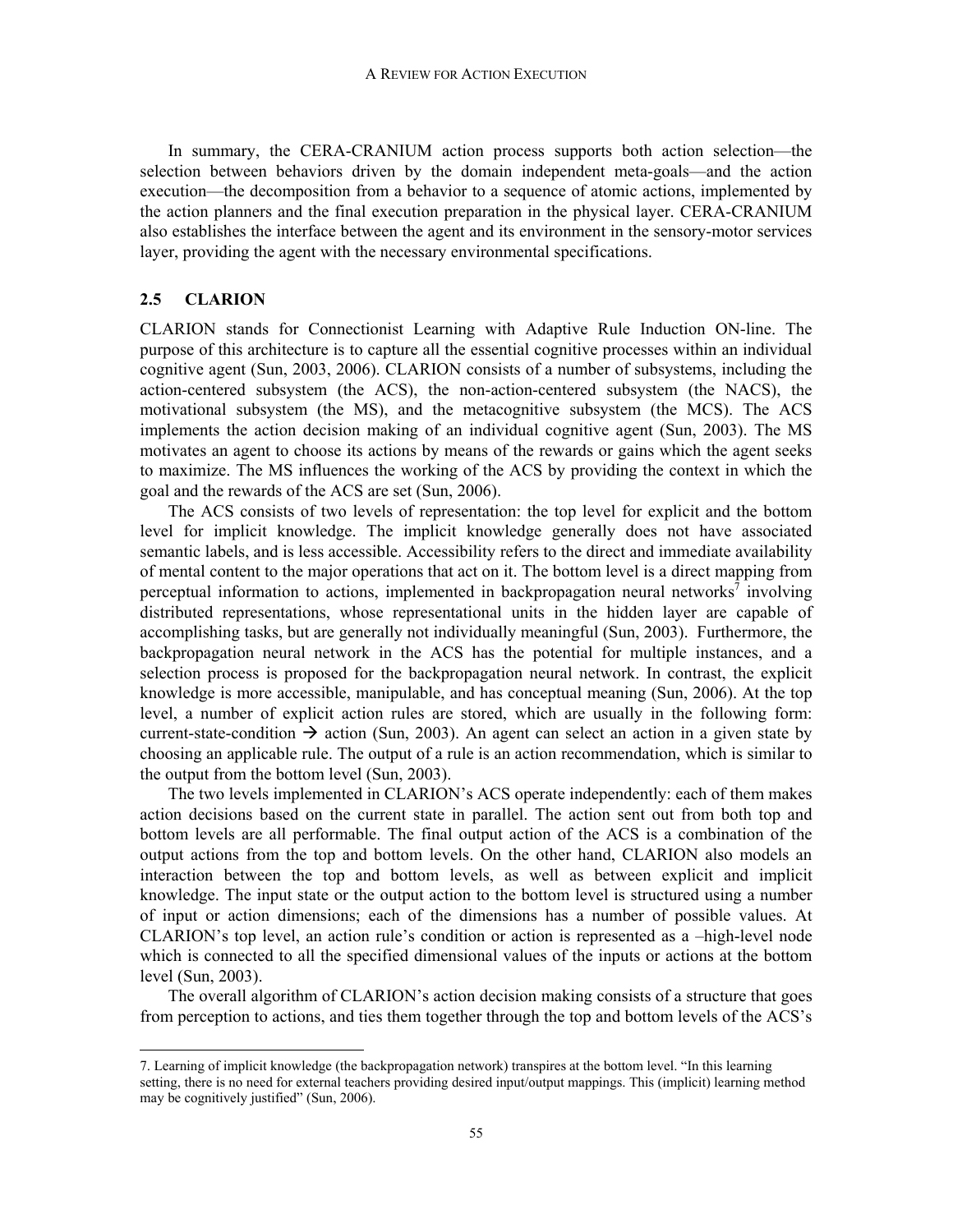In summary, the CERA-CRANIUM action process supports both action selection—the selection between behaviors driven by the domain independent meta-goals—and the action execution—the decomposition from a behavior to a sequence of atomic actions, implemented by the action planners and the final execution preparation in the physical layer. CERA-CRANIUM also establishes the interface between the agent and its environment in the sensory-motor services layer, providing the agent with the necessary environmental specifications.

### 2.5 CLARION

CLARION stands for Connectionist Learning with Adaptive Rule Induction ON-line. The purpose of this architecture is to capture all the essential cognitive processes within an individual cognitive agent (Sun, 2003, 2006). CLARION consists of a number of subsystems, including the action-centered subsystem (the ACS), the non-action-centered subsystem (the NACS), the motivational subsystem (the MS), and the metacognitive subsystem (the MCS). The ACS implements the action decision making of an individual cognitive agent (Sun, 2003). The MS motivates an agent to choose its actions by means of the rewards or gains which the agent seeks to maximize. The MS influences the working of the ACS by providing the context in which the goal and the rewards of the ACS are set (Sun, 2006).

The ACS consists of two levels of representation: the top level for explicit and the bottom level for implicit knowledge. The implicit knowledge generally does not have associated semantic labels, and is less accessible. Accessibility refers to the direct and immediate availability of mental content to the major operations that act on it. The bottom level is a direct mapping from perceptual information to actions, implemented in backpropagation neural networks[7] involving distributed representations, whose representational units in the hidden layer are capable of accomplishing tasks, but are generally not individually meaningful (Sun, 2003). Furthermore, the backpropagation neural network in the ACS has the potential for multiple instances, and a selection process is proposed for the backpropagation neural network. In contrast, the explicit knowledge is more accessible, manipulable, and has conceptual meaning (Sun, 2006). At the top level, a number of explicit action rules are stored, which are usually in the following form: current-state-condition → action (Sun, 2003). An agent can select an action in a given state by choosing an applicable rule. The output of a rule is an action recommendation, which is similar to the output from the bottom level (Sun, 2003).

The two levels implemented in CLARION's ACS operate independently: each of them makes action decisions based on the current state in parallel. The action sent out from both top and bottom levels are all performable. The final output action of the ACS is a combination of the output actions from the top and bottom levels. On the other hand, CLARION also models an interaction between the top and bottom levels, as well as between explicit and implicit knowledge. The input state or the output action to the bottom level is structured using a number of input or action dimensions; each of the dimensions has a number of possible values. At CLARION's top level, an action rule's condition or action is represented as a –high-level node which is connected to all the specified dimensional values of the inputs or actions at the bottom level (Sun, 2003).

The overall algorithm of CLARION's action decision making consists of a structure that goes from perception to actions, and ties them together through the top and bottom levels of the ACS's

---

7. Learning of implicit knowledge (the backpropagation network) transpires at the bottom level. "In this learning setting, there is no need for external teachers providing desired input/output mappings. This (implicit) learning method may be cognitively justified" (Sun, 2006).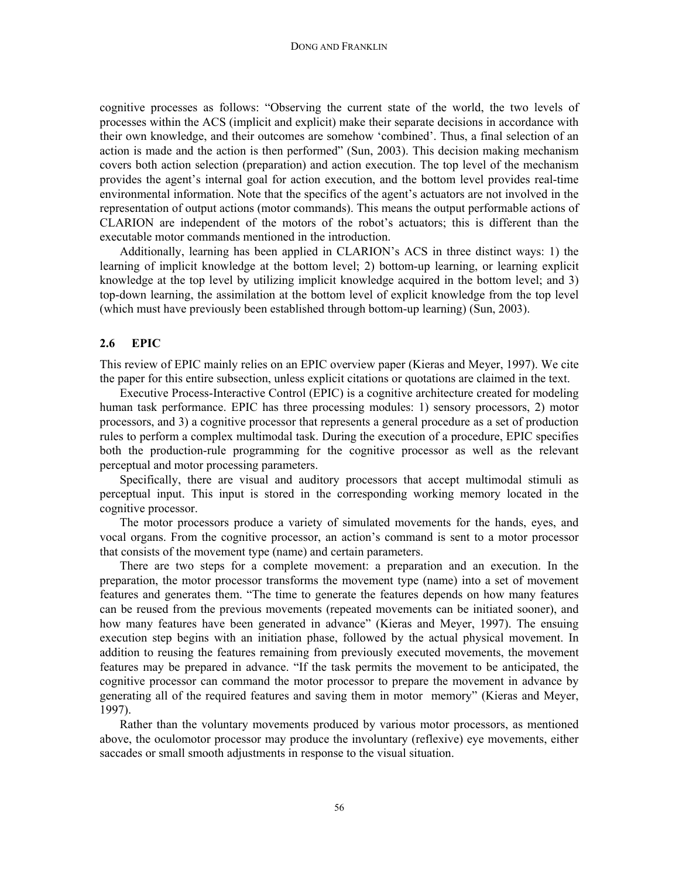cognitive processes as follows: "Observing the current state of the world, the two levels of processes within the ACS (implicit and explicit) make their separate decisions in accordance with their own knowledge, and their outcomes are somehow 'combined'. Thus, a final selection of an action is made and the action is then performed" (Sun, 2003). This decision making mechanism covers both action selection (preparation) and action execution. The top level of the mechanism provides the agent's internal goal for action execution, and the bottom level provides real-time environmental information. Note that the specifics of the agent's actuators are not involved in the representation of output actions (motor commands). This means the output performable actions of CLARION are independent of the motors of the robot's actuators; this is different than the executable motor commands mentioned in the introduction.

Additionally, learning has been applied in CLARION's ACS in three distinct ways: 1) the learning of implicit knowledge at the bottom level; 2) bottom-up learning, or learning explicit knowledge at the top level by utilizing implicit knowledge acquired in the bottom level; and 3) top-down learning, the assimilation at the bottom level of explicit knowledge from the top level (which must have previously been established through bottom-up learning) (Sun, 2003).

### 2.6 EPIC

This review of EPIC mainly relies on an EPIC overview paper (Kieras and Meyer, 1997). We cite the paper for this entire subsection, unless explicit citations or quotations are claimed in the text.

Executive Process-Interactive Control (EPIC) is a cognitive architecture created for modeling human task performance. EPIC has three processing modules: 1) sensory processors, 2) motor processors, and 3) a cognitive processor that represents a general procedure as a set of production rules to perform a complex multimodal task. During the execution of a procedure, EPIC specifies both the production-rule programming for the cognitive processor as well as the relevant perceptual and motor processing parameters.

Specifically, there are visual and auditory processors that accept multimodal stimuli as perceptual input. This input is stored in the corresponding working memory located in the cognitive processor.

The motor processors produce a variety of simulated movements for the hands, eyes, and vocal organs. From the cognitive processor, an action's command is sent to a motor processor that consists of the movement type (name) and certain parameters.

There are two steps for a complete movement: a preparation and an execution. In the preparation, the motor processor transforms the movement type (name) into a set of movement features and generates them. "The time to generate the features depends on how many features can be reused from the previous movements (repeated movements can be initiated sooner), and how many features have been generated in advance" (Kieras and Meyer, 1997). The ensuing execution step begins with an initiation phase, followed by the actual physical movement. In addition to reusing the features remaining from previously executed movements, the movement features may be prepared in advance. "If the task permits the movement to be anticipated, the cognitive processor can command the motor processor to prepare the movement in advance by generating all of the required features and saving them in motor memory" (Kieras and Meyer, 1997).

Rather than the voluntary movements produced by various motor processors, as mentioned above, the oculomotor processor may produce the involuntary (reflexive) eye movements, either saccades or small smooth adjustments in response to the visual situation.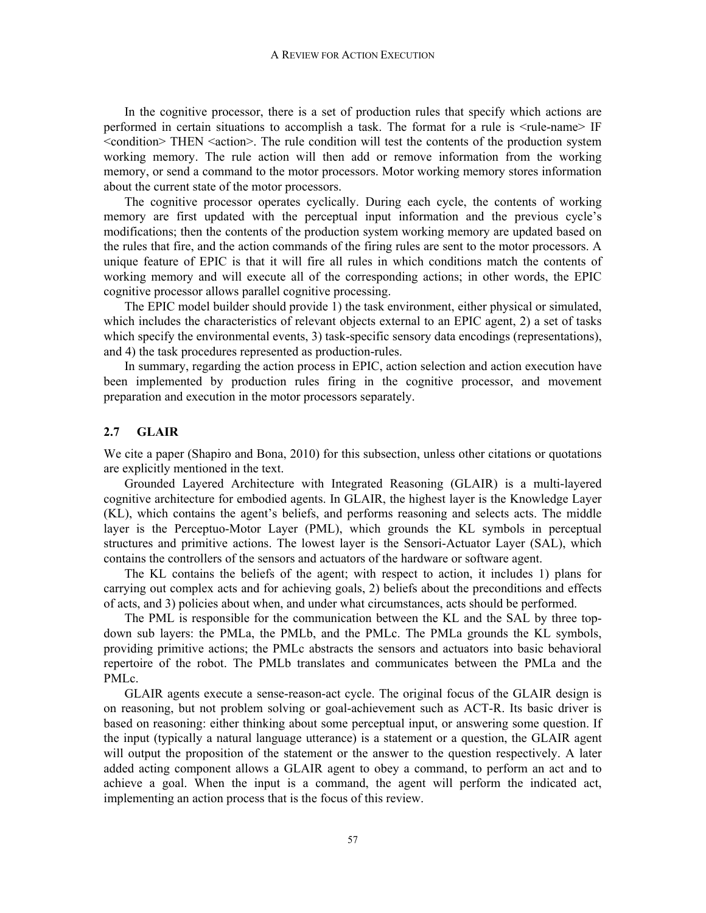In the cognitive processor, there is a set of production rules that specify which actions are performed in certain situations to accomplish a task. The format for a rule is <rule-name> IF <condition> THEN <action>. The rule condition will test the contents of the production system working memory. The rule action will then add or remove information from the working memory, or send a command to the motor processors. Motor working memory stores information about the current state of the motor processors.

The cognitive processor operates cyclically. During each cycle, the contents of working memory are first updated with the perceptual input information and the previous cycle's modifications; then the contents of the production system working memory are updated based on the rules that fire, and the action commands of the firing rules are sent to the motor processors. A unique feature of EPIC is that it will fire all rules in which conditions match the contents of working memory and will execute all of the corresponding actions; in other words, the EPIC cognitive processor allows parallel cognitive processing.

The EPIC model builder should provide 1) the task environment, either physical or simulated, which includes the characteristics of relevant objects external to an EPIC agent, 2) a set of tasks which specify the environmental events, 3) task-specific sensory data encodings (representations), and 4) the task procedures represented as production-rules.

In summary, regarding the action process in EPIC, action selection and action execution have been implemented by production rules firing in the cognitive processor, and movement preparation and execution in the motor processors separately.

## 2.7 GLAIR

We cite a paper (Shapiro and Bona, 2010) for this subsection, unless other citations or quotations are explicitly mentioned in the text.

Grounded Layered Architecture with Integrated Reasoning (GLAIR) is a multi-layered cognitive architecture for embodied agents. In GLAIR, the highest layer is the Knowledge Layer (KL), which contains the agent's beliefs, and performs reasoning and selects acts. The middle layer is the Perceptuo-Motor Layer (PML), which grounds the KL symbols in perceptual structures and primitive actions. The lowest layer is the Sensori-Actuator Layer (SAL), which contains the controllers of the sensors and actuators of the hardware or software agent.

The KL contains the beliefs of the agent; with respect to action, it includes 1) plans for carrying out complex acts and for achieving goals, 2) beliefs about the preconditions and effects of acts, and 3) policies about when, and under what circumstances, acts should be performed.

The PML is responsible for the communication between the KL and the SAL by three top-down sub layers: the PMLa, the PMLb, and the PMLc. The PMLa grounds the KL symbols, providing primitive actions; the PMLc abstracts the sensors and actuators into basic behavioral repertoire of the robot. The PMLb translates and communicates between the PMLa and the PMLc.

GLAIR agents execute a sense-reason-act cycle. The original focus of the GLAIR design is on reasoning, but not problem solving or goal-achievement such as ACT-R. Its basic driver is based on reasoning: either thinking about some perceptual input, or answering some question. If the input (typically a natural language utterance) is a statement or a question, the GLAIR agent will output the proposition of the statement or the answer to the question respectively. A later added acting component allows a GLAIR agent to obey a command, to perform an act and to achieve a goal. When the input is a command, the agent will perform the indicated act, implementing an action process that is the focus of this review.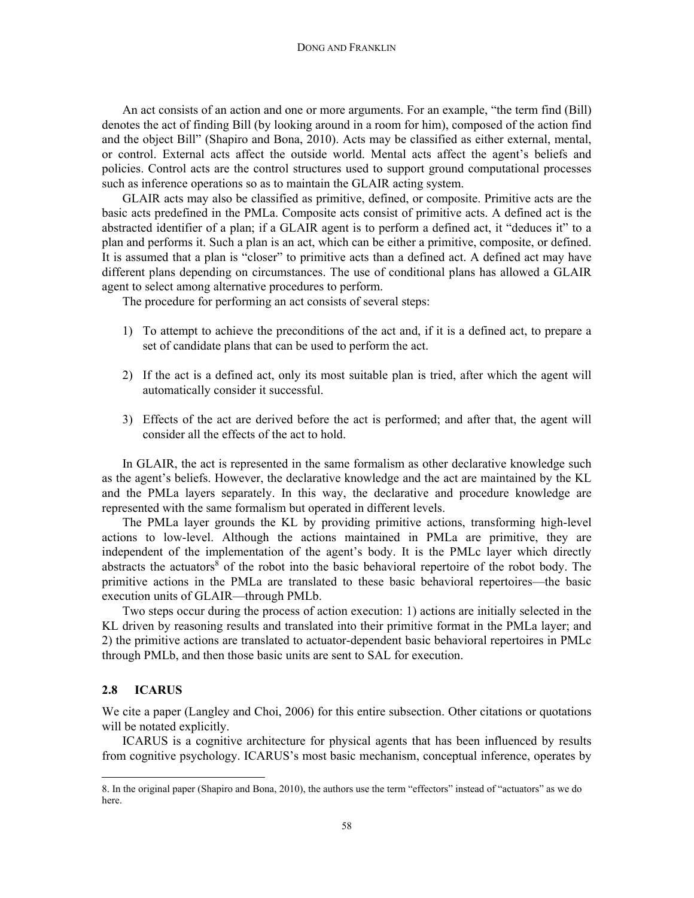An act consists of an action and one or more arguments. For an example, "the term find (Bill) denotes the act of finding Bill (by looking around in a room for him), composed of the action find and the object Bill" (Shapiro and Bona, 2010). Acts may be classified as either external, mental, or control. External acts affect the outside world. Mental acts affect the agent's beliefs and policies. Control acts are the control structures used to support ground computational processes such as inference operations so as to maintain the GLAIR acting system.

GLAIR acts may also be classified as primitive, defined, or composite. Primitive acts are the basic acts predefined in the PMLa. Composite acts consist of primitive acts. A defined act is the abstracted identifier of a plan; if a GLAIR agent is to perform a defined act, it "deduces it" to a plan and performs it. Such a plan is an act, which can be either a primitive, composite, or defined. It is assumed that a plan is "closer" to primitive acts than a defined act. A defined act may have different plans depending on circumstances. The use of conditional plans has allowed a GLAIR agent to select among alternative procedures to perform.

The procedure for performing an act consists of several steps:

1) To attempt to achieve the preconditions of the act and, if it is a defined act, to prepare a set of candidate plans that can be used to perform the act.

2) If the act is a defined act, only its most suitable plan is tried, after which the agent will automatically consider it successful.

3) Effects of the act are derived before the act is performed; and after that, the agent will consider all the effects of the act to hold.

In GLAIR, the act is represented in the same formalism as other declarative knowledge such as the agent's beliefs. However, the declarative knowledge and the act are maintained by the KL and the PMLa layers separately. In this way, the declarative and procedure knowledge are represented with the same formalism but operated in different levels.

The PMLa layer grounds the KL by providing primitive actions, transforming high-level actions to low-level. Although the actions maintained in PMLa are primitive, they are independent of the implementation of the agent's body. It is the PMLc layer which directly abstracts the actuators[8] of the robot into the basic behavioral repertoire of the robot body. The primitive actions in the PMLa are translated to these basic behavioral repertoires—the basic execution units of GLAIR—through PMLb.

Two steps occur during the process of action execution: 1) actions are initially selected in the KL driven by reasoning results and translated into their primitive format in the PMLa layer; and 2) the primitive actions are translated to actuator-dependent basic behavioral repertoires in PMLc through PMLb, and then those basic units are sent to SAL for execution.

## 2.8 ICARUS

We cite a paper (Langley and Choi, 2006) for this entire subsection. Other citations or quotations will be notated explicitly.

ICARUS is a cognitive architecture for physical agents that has been influenced by results from cognitive psychology. ICARUS's most basic mechanism, conceptual inference, operates by

8. In the original paper (Shapiro and Bona, 2010), the authors use the term "effectors" instead of "actuators" as we do here.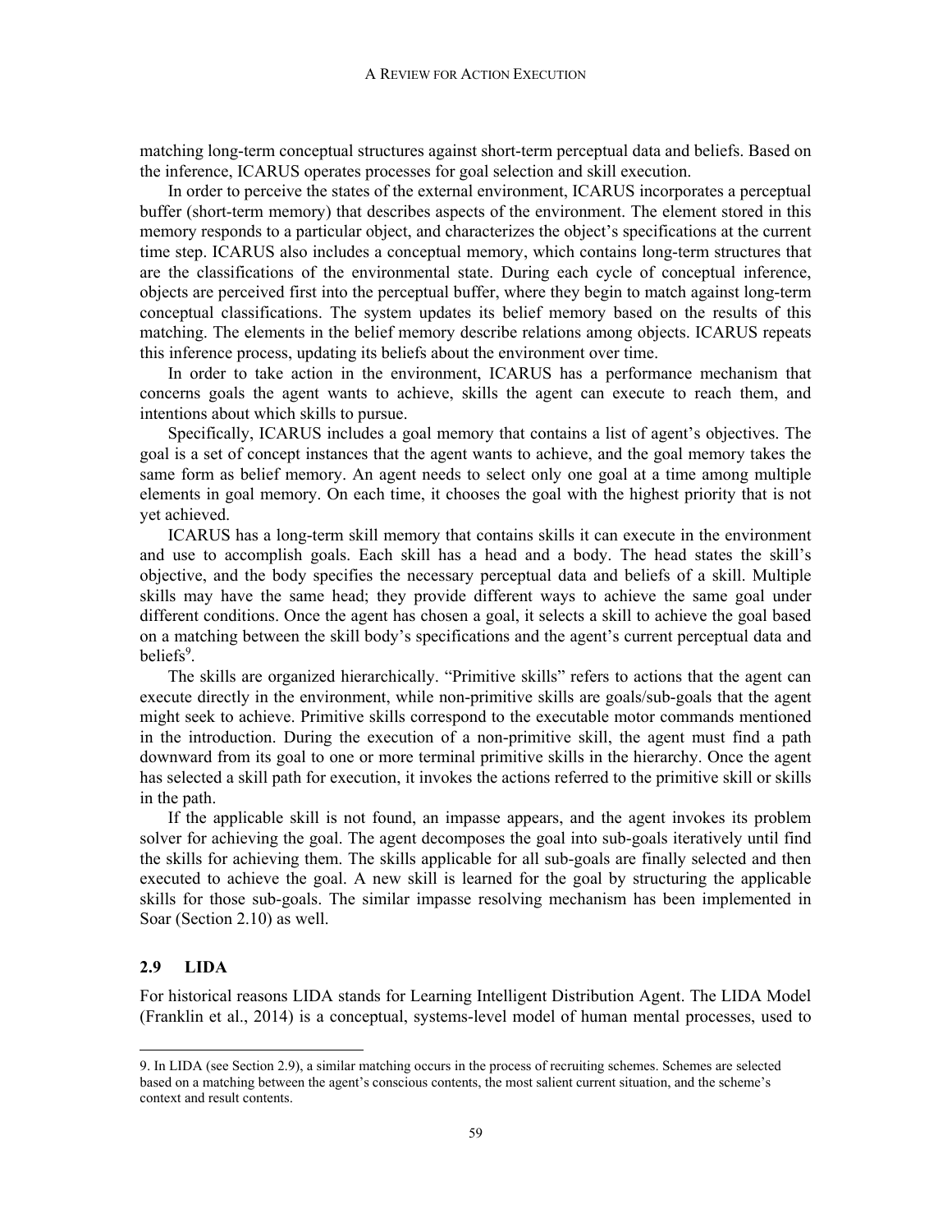matching long-term conceptual structures against short-term perceptual data and beliefs. Based on the inference, ICARUS operates processes for goal selection and skill execution.

In order to perceive the states of the external environment, ICARUS incorporates a perceptual buffer (short-term memory) that describes aspects of the environment. The element stored in this memory responds to a particular object, and characterizes the object's specifications at the current time step. ICARUS also includes a conceptual memory, which contains long-term structures that are the classifications of the environmental state. During each cycle of conceptual inference, objects are perceived first into the perceptual buffer, where they begin to match against long-term conceptual classifications. The system updates its belief memory based on the results of this matching. The elements in the belief memory describe relations among objects. ICARUS repeats this inference process, updating its beliefs about the environment over time.

In order to take action in the environment, ICARUS has a performance mechanism that concerns goals the agent wants to achieve, skills the agent can execute to reach them, and intentions about which skills to pursue.

Specifically, ICARUS includes a goal memory that contains a list of agent's objectives. The goal is a set of concept instances that the agent wants to achieve, and the goal memory takes the same form as belief memory. An agent needs to select only one goal at a time among multiple elements in goal memory. On each time, it chooses the goal with the highest priority that is not yet achieved.

ICARUS has a long-term skill memory that contains skills it can execute in the environment and use to accomplish goals. Each skill has a head and a body. The head states the skill's objective, and the body specifies the necessary perceptual data and beliefs of a skill. Multiple skills may have the same head; they provide different ways to achieve the same goal under different conditions. Once the agent has chosen a goal, it selects a skill to achieve the goal based on a matching between the skill body's specifications and the agent's current perceptual data and beliefs[9].

The skills are organized hierarchically. "Primitive skills" refers to actions that the agent can execute directly in the environment, while non-primitive skills are goals/sub-goals that the agent might seek to achieve. Primitive skills correspond to the executable motor commands mentioned in the introduction. During the execution of a non-primitive skill, the agent must find a path downward from its goal to one or more terminal primitive skills in the hierarchy. Once the agent has selected a skill path for execution, it invokes the actions referred to the primitive skill or skills in the path.

If the applicable skill is not found, an impasse appears, and the agent invokes its problem solver for achieving the goal. The agent decomposes the goal into sub-goals iteratively until find the skills for achieving them. The skills applicable for all sub-goals are finally selected and then executed to achieve the goal. A new skill is learned for the goal by structuring the applicable skills for those sub-goals. The similar impasse resolving mechanism has been implemented in Soar (Section 2.10) as well.

### 2.9 LIDA

For historical reasons LIDA stands for Learning Intelligent Distribution Agent. The LIDA Model (Franklin et al., 2014) is a conceptual, systems-level model of human mental processes, used to

---

9. In LIDA (see Section 2.9), a similar matching occurs in the process of recruiting schemes. Schemes are selected based on a matching between the agent's conscious contents, the most salient current situation, and the scheme's context and result contents.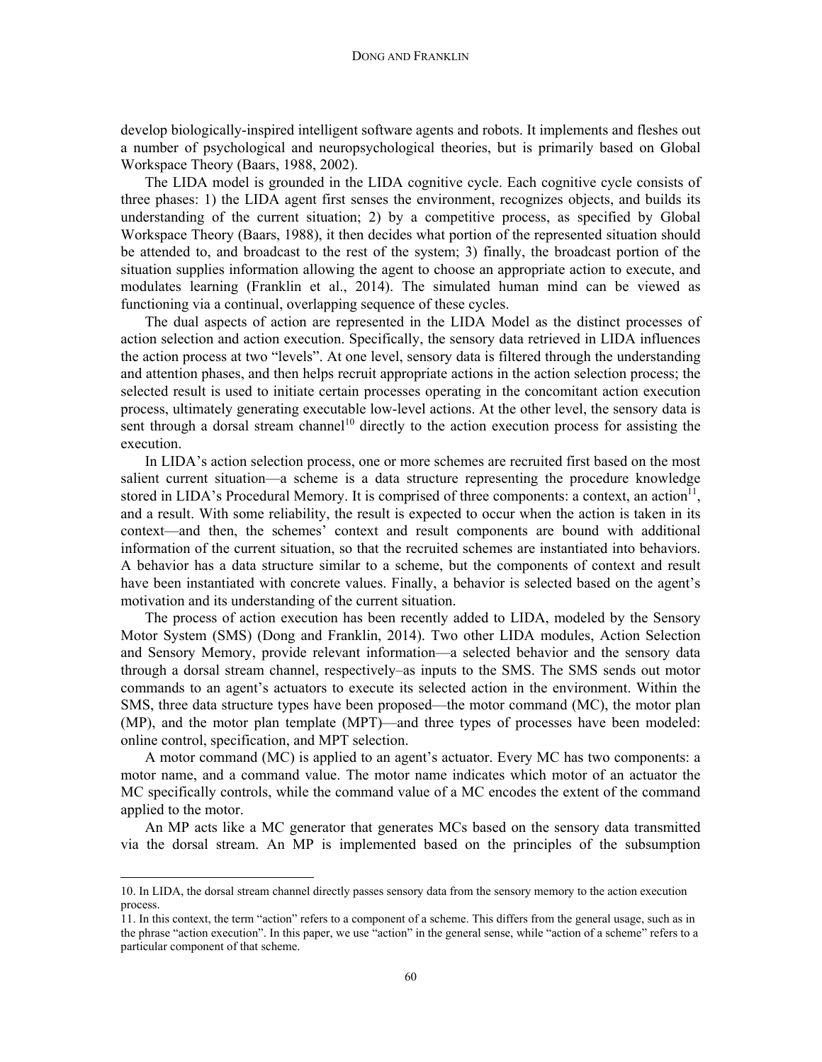develop biologically-inspired intelligent software agents and robots. It implements and fleshes out a number of psychological and neuropsychological theories, but is primarily based on Global Workspace Theory (Baars, 1988, 2002).

The LIDA model is grounded in the LIDA cognitive cycle. Each cognitive cycle consists of three phases: 1) the LIDA agent first senses the environment, recognizes objects, and builds its understanding of the current situation; 2) by a competitive process, as specified by Global Workspace Theory (Baars, 1988), it then decides what portion of the represented situation should be attended to, and broadcast to the rest of the system; 3) finally, the broadcast portion of the situation supplies information allowing the agent to choose an appropriate action to execute, and modulates learning (Franklin et al., 2014). The simulated human mind can be viewed as functioning via a continual, overlapping sequence of these cycles.

The dual aspects of action are represented in the LIDA Model as the distinct processes of action selection and action execution. Specifically, the sensory data retrieved in LIDA influences the action process at two "levels". At one level, sensory data is filtered through the understanding and attention phases, and then helps recruit appropriate actions in the action selection process; the selected result is used to initiate certain processes operating in the concomitant action execution process, ultimately generating executable low-level actions. At the other level, the sensory data is sent through a dorsal stream channel[10] directly to the action execution process for assisting the execution.

In LIDA's action selection process, one or more schemes are recruited first based on the most salient current situation—a scheme is a data structure representing the procedure knowledge stored in LIDA's Procedural Memory. It is comprised of three components: a context, an action[11], and a result. With some reliability, the result is expected to occur when the action is taken in its context—and then, the schemes' context and result components are bound with additional information of the current situation, so that the recruited schemes are instantiated into behaviors. A behavior has a data structure similar to a scheme, but the components of context and result have been instantiated with concrete values. Finally, a behavior is selected based on the agent's motivation and its understanding of the current situation.

The process of action execution has been recently added to LIDA, modeled by the Sensory Motor System (SMS) (Dong and Franklin, 2014). Two other LIDA modules, Action Selection and Sensory Memory, provide relevant information—a selected behavior and the sensory data through a dorsal stream channel, respectively–as inputs to the SMS. The SMS sends out motor commands to an agent's actuators to execute its selected action in the environment. Within the SMS, three data structure types have been proposed—the motor command (MC), the motor plan (MP), and the motor plan template (MPT)—and three types of processes have been modeled: online control, specification, and MPT selection.

A motor command (MC) is applied to an agent's actuator. Every MC has two components: a motor name, and a command value. The motor name indicates which motor of an actuator the MC specifically controls, while the command value of a MC encodes the extent of the command applied to the motor.

An MP acts like a MC generator that generates MCs based on the sensory data transmitted via the dorsal stream. An MP is implemented based on the principles of the subsumption

---

10. In LIDA, the dorsal stream channel directly passes sensory data from the sensory memory to the action execution process.

11. In this context, the term "action" refers to a component of a scheme. This differs from the general usage, such as in the phrase "action execution". In this paper, we use "action" in the general sense, while "action of a scheme" refers to a particular component of that scheme.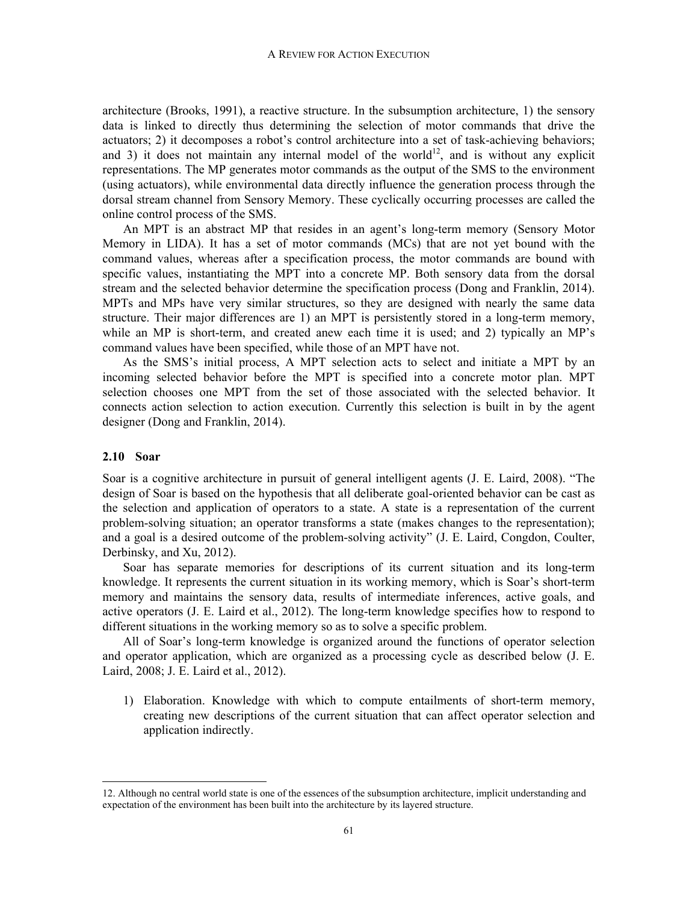architecture (Brooks, 1991), a reactive structure. In the subsumption architecture, 1) the sensory data is linked to directly thus determining the selection of motor commands that drive the actuators; 2) it decomposes a robot's control architecture into a set of task-achieving behaviors; and 3) it does not maintain any internal model of the world[12], and is without any explicit representations. The MP generates motor commands as the output of the SMS to the environment (using actuators), while environmental data directly influence the generation process through the dorsal stream channel from Sensory Memory. These cyclically occurring processes are called the online control process of the SMS.

An MPT is an abstract MP that resides in an agent's long-term memory (Sensory Motor Memory in LIDA). It has a set of motor commands (MCs) that are not yet bound with the command values, whereas after a specification process, the motor commands are bound with specific values, instantiating the MPT into a concrete MP. Both sensory data from the dorsal stream and the selected behavior determine the specification process (Dong and Franklin, 2014). MPTs and MPs have very similar structures, so they are designed with nearly the same data structure. Their major differences are 1) an MPT is persistently stored in a long-term memory, while an MP is short-term, and created anew each time it is used; and 2) typically an MP's command values have been specified, while those of an MPT have not.

As the SMS's initial process, A MPT selection acts to select and initiate a MPT by an incoming selected behavior before the MPT is specified into a concrete motor plan. MPT selection chooses one MPT from the set of those associated with the selected behavior. It connects action selection to action execution. Currently this selection is built in by the agent designer (Dong and Franklin, 2014).

### 2.10 Soar

Soar is a cognitive architecture in pursuit of general intelligent agents (J. E. Laird, 2008). "The design of Soar is based on the hypothesis that all deliberate goal-oriented behavior can be cast as the selection and application of operators to a state. A state is a representation of the current problem-solving situation; an operator transforms a state (makes changes to the representation); and a goal is a desired outcome of the problem-solving activity" (J. E. Laird, Congdon, Coulter, Derbinsky, and Xu, 2012).

Soar has separate memories for descriptions of its current situation and its long-term knowledge. It represents the current situation in its working memory, which is Soar's short-term memory and maintains the sensory data, results of intermediate inferences, active goals, and active operators (J. E. Laird et al., 2012). The long-term knowledge specifies how to respond to different situations in the working memory so as to solve a specific problem.

All of Soar's long-term knowledge is organized around the functions of operator selection and operator application, which are organized as a processing cycle as described below (J. E. Laird, 2008; J. E. Laird et al., 2012).

1) Elaboration. Knowledge with which to compute entailments of short-term memory, creating new descriptions of the current situation that can affect operator selection and application indirectly.

---

12. Although no central world state is one of the essences of the subsumption architecture, implicit understanding and expectation of the environment has been built into the architecture by its layered structure.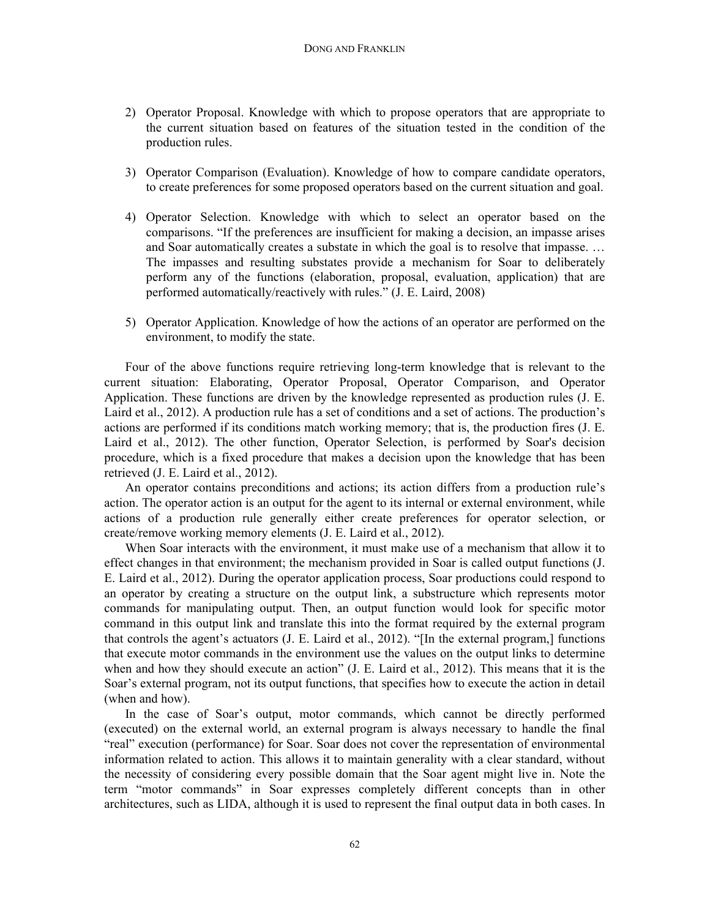2) Operator Proposal. Knowledge with which to propose operators that are appropriate to the current situation based on features of the situation tested in the condition of the production rules.

3) Operator Comparison (Evaluation). Knowledge of how to compare candidate operators, to create preferences for some proposed operators based on the current situation and goal.

4) Operator Selection. Knowledge with which to select an operator based on the comparisons. "If the preferences are insufficient for making a decision, an impasse arises and Soar automatically creates a substate in which the goal is to resolve that impasse. … The impasses and resulting substates provide a mechanism for Soar to deliberately perform any of the functions (elaboration, proposal, evaluation, application) that are performed automatically/reactively with rules." (J. E. Laird, 2008)

5) Operator Application. Knowledge of how the actions of an operator are performed on the environment, to modify the state.

Four of the above functions require retrieving long-term knowledge that is relevant to the current situation: Elaborating, Operator Proposal, Operator Comparison, and Operator Application. These functions are driven by the knowledge represented as production rules (J. E. Laird et al., 2012). A production rule has a set of conditions and a set of actions. The production's actions are performed if its conditions match working memory; that is, the production fires (J. E. Laird et al., 2012). The other function, Operator Selection, is performed by Soar's decision procedure, which is a fixed procedure that makes a decision upon the knowledge that has been retrieved (J. E. Laird et al., 2012).

An operator contains preconditions and actions; its action differs from a production rule's action. The operator action is an output for the agent to its internal or external environment, while actions of a production rule generally either create preferences for operator selection, or create/remove working memory elements (J. E. Laird et al., 2012).

When Soar interacts with the environment, it must make use of a mechanism that allow it to effect changes in that environment; the mechanism provided in Soar is called output functions (J. E. Laird et al., 2012). During the operator application process, Soar productions could respond to an operator by creating a structure on the output link, a substructure which represents motor commands for manipulating output. Then, an output function would look for specific motor command in this output link and translate this into the format required by the external program that controls the agent's actuators (J. E. Laird et al., 2012). "[In the external program,] functions that execute motor commands in the environment use the values on the output links to determine when and how they should execute an action" (J. E. Laird et al., 2012). This means that it is the Soar's external program, not its output functions, that specifies how to execute the action in detail (when and how).

In the case of Soar's output, motor commands, which cannot be directly performed (executed) on the external world, an external program is always necessary to handle the final "real" execution (performance) for Soar. Soar does not cover the representation of environmental information related to action. This allows it to maintain generality with a clear standard, without the necessity of considering every possible domain that the Soar agent might live in. Note the term "motor commands" in Soar expresses completely different concepts than in other architectures, such as LIDA, although it is used to represent the final output data in both cases. In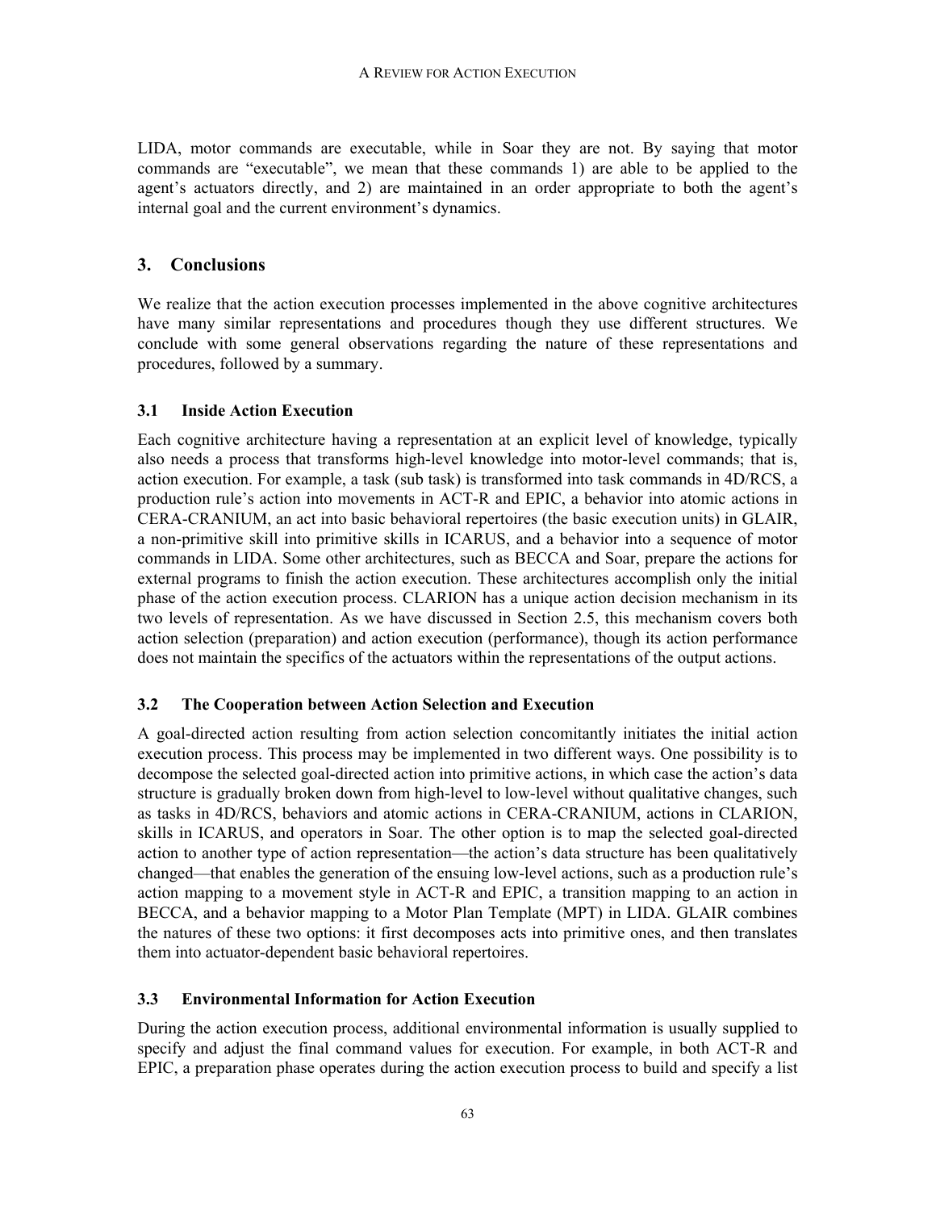LIDA, motor commands are executable, while in Soar they are not. By saying that motor commands are "executable", we mean that these commands 1) are able to be applied to the agent's actuators directly, and 2) are maintained in an order appropriate to both the agent's internal goal and the current environment's dynamics.

## 3. Conclusions

We realize that the action execution processes implemented in the above cognitive architectures have many similar representations and procedures though they use different structures. We conclude with some general observations regarding the nature of these representations and procedures, followed by a summary.

### 3.1 Inside Action Execution

Each cognitive architecture having a representation at an explicit level of knowledge, typically also needs a process that transforms high-level knowledge into motor-level commands; that is, action execution. For example, a task (sub task) is transformed into task commands in 4D/RCS, a production rule's action into movements in ACT-R and EPIC, a behavior into atomic actions in CERA-CRANIUM, an act into basic behavioral repertoires (the basic execution units) in GLAIR, a non-primitive skill into primitive skills in ICARUS, and a behavior into a sequence of motor commands in LIDA. Some other architectures, such as BECCA and Soar, prepare the actions for external programs to finish the action execution. These architectures accomplish only the initial phase of the action execution process. CLARION has a unique action decision mechanism in its two levels of representation. As we have discussed in Section 2.5, this mechanism covers both action selection (preparation) and action execution (performance), though its action performance does not maintain the specifics of the actuators within the representations of the output actions.

### 3.2 The Cooperation between Action Selection and Execution

A goal-directed action resulting from action selection concomitantly initiates the initial action execution process. This process may be implemented in two different ways. One possibility is to decompose the selected goal-directed action into primitive actions, in which case the action's data structure is gradually broken down from high-level to low-level without qualitative changes, such as tasks in 4D/RCS, behaviors and atomic actions in CERA-CRANIUM, actions in CLARION, skills in ICARUS, and operators in Soar. The other option is to map the selected goal-directed action to another type of action representation—the action's data structure has been qualitatively changed—that enables the generation of the ensuing low-level actions, such as a production rule's action mapping to a movement style in ACT-R and EPIC, a transition mapping to an action in BECCA, and a behavior mapping to a Motor Plan Template (MPT) in LIDA. GLAIR combines the natures of these two options: it first decomposes acts into primitive ones, and then translates them into actuator-dependent basic behavioral repertoires.

### 3.3 Environmental Information for Action Execution

During the action execution process, additional environmental information is usually supplied to specify and adjust the final command values for execution. For example, in both ACT-R and EPIC, a preparation phase operates during the action execution process to build and specify a list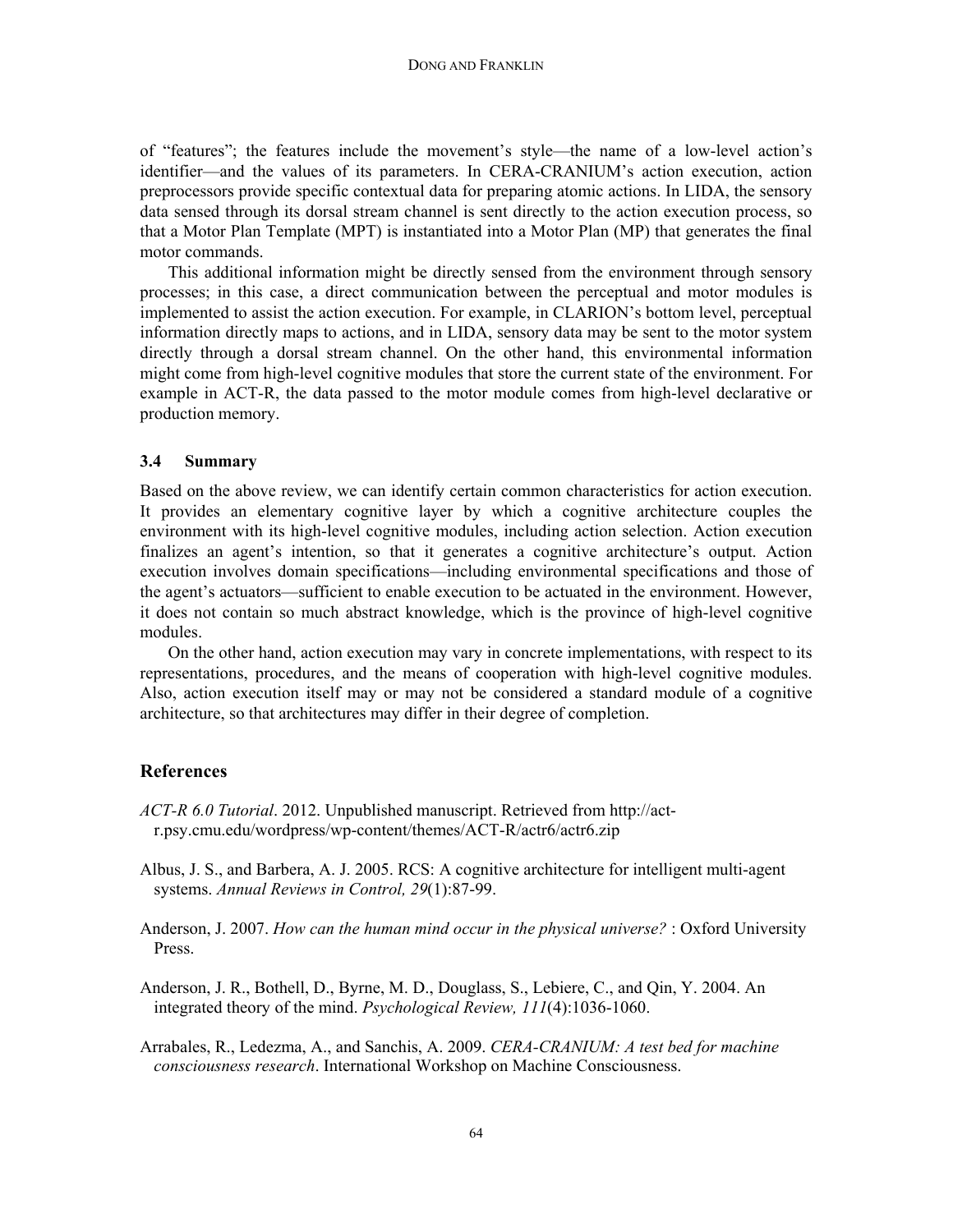of “features”; the features include the movement’s style—the name of a low-level action’s identifier—and the values of its parameters. In CERA-CRANIUM’s action execution, action preprocessors provide specific contextual data for preparing atomic actions. In LIDA, the sensory data sensed through its dorsal stream channel is sent directly to the action execution process, so that a Motor Plan Template (MPT) is instantiated into a Motor Plan (MP) that generates the final motor commands.

This additional information might be directly sensed from the environment through sensory processes; in this case, a direct communication between the perceptual and motor modules is implemented to assist the action execution. For example, in CLARION’s bottom level, perceptual information directly maps to actions, and in LIDA, sensory data may be sent to the motor system directly through a dorsal stream channel. On the other hand, this environmental information might come from high-level cognitive modules that store the current state of the environment. For example in ACT-R, the data passed to the motor module comes from high-level declarative or production memory.

### 3.4 Summary

Based on the above review, we can identify certain common characteristics for action execution. It provides an elementary cognitive layer by which a cognitive architecture couples the environment with its high-level cognitive modules, including action selection. Action execution finalizes an agent’s intention, so that it generates a cognitive architecture’s output. Action execution involves domain specifications—including environmental specifications and those of the agent’s actuators—sufficient to enable execution to be actuated in the environment. However, it does not contain so much abstract knowledge, which is the province of high-level cognitive modules.

On the other hand, action execution may vary in concrete implementations, with respect to its representations, procedures, and the means of cooperation with high-level cognitive modules. Also, action execution itself may or may not be considered a standard module of a cognitive architecture, so that architectures may differ in their degree of completion.

## References

*ACT-R 6.0 Tutorial*. 2012. Unpublished manuscript. Retrieved from http://act-r.psy.cmu.edu/wordpress/wp-content/themes/ACT-R/actr6/actr6.zip

Albus, J. S., and Barbera, A. J. 2005. RCS: A cognitive architecture for intelligent multi-agent systems. *Annual Reviews in Control, 29*(1):87-99.

Anderson, J. 2007. *How can the human mind occur in the physical universe?* : Oxford University Press.

Anderson, J. R., Bothell, D., Byrne, M. D., Douglass, S., Lebiere, C., and Qin, Y. 2004. An integrated theory of the mind. *Psychological Review, 111*(4):1036-1060.

Arrabales, R., Ledezma, A., and Sanchis, A. 2009. *CERA-CRANIUM: A test bed for machine consciousness research*. International Workshop on Machine Consciousness.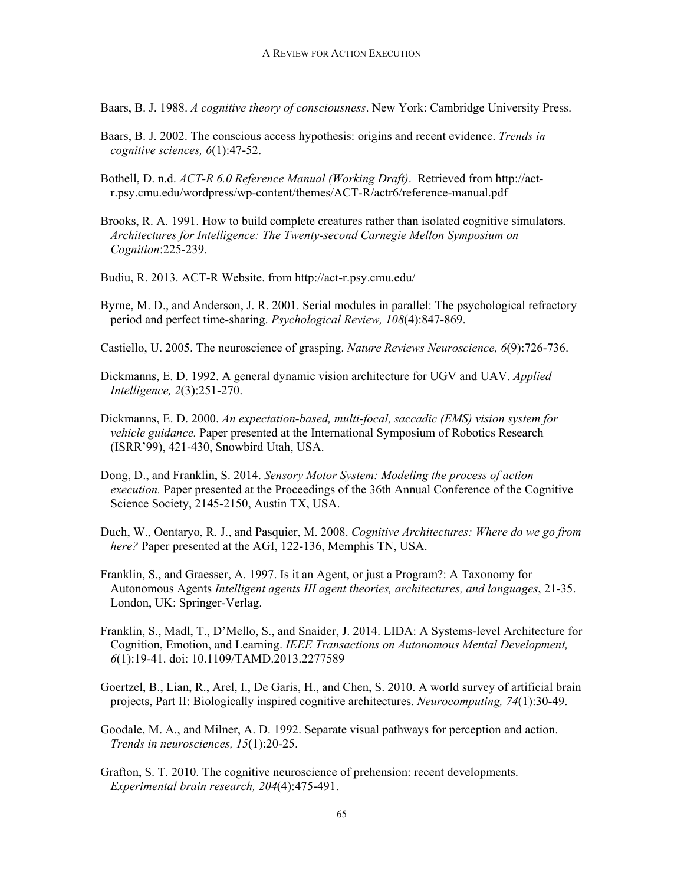Baars, B. J. 1988. *A cognitive theory of consciousness*. New York: Cambridge University Press.

Baars, B. J. 2002. The conscious access hypothesis: origins and recent evidence. *Trends in cognitive sciences, 6*(1):47-52.

Bothell, D. n.d. *ACT-R 6.0 Reference Manual (Working Draft)*. Retrieved from http://act-r.psy.cmu.edu/wordpress/wp-content/themes/ACT-R/actr6/reference-manual.pdf

Brooks, R. A. 1991. How to build complete creatures rather than isolated cognitive simulators. *Architectures for Intelligence: The Twenty-second Carnegie Mellon Symposium on Cognition*:225-239.

Budiu, R. 2013. ACT-R Website. from http://act-r.psy.cmu.edu/

Byrne, M. D., and Anderson, J. R. 2001. Serial modules in parallel: The psychological refractory period and perfect time-sharing. *Psychological Review, 108*(4):847-869.

Castiello, U. 2005. The neuroscience of grasping. *Nature Reviews Neuroscience, 6*(9):726-736.

Dickmanns, E. D. 1992. A general dynamic vision architecture for UGV and UAV. *Applied Intelligence, 2*(3):251-270.

Dickmanns, E. D. 2000. *An expectation-based, multi-focal, saccadic (EMS) vision system for vehicle guidance.* Paper presented at the International Symposium of Robotics Research (ISRR'99), 421-430, Snowbird Utah, USA.

Dong, D., and Franklin, S. 2014. *Sensory Motor System: Modeling the process of action execution.* Paper presented at the Proceedings of the 36th Annual Conference of the Cognitive Science Society, 2145-2150, Austin TX, USA.

Duch, W., Oentaryo, R. J., and Pasquier, M. 2008. *Cognitive Architectures: Where do we go from here?* Paper presented at the AGI, 122-136, Memphis TN, USA.

Franklin, S., and Graesser, A. 1997. Is it an Agent, or just a Program?: A Taxonomy for Autonomous Agents *Intelligent agents III agent theories, architectures, and languages*, 21-35. London, UK: Springer-Verlag.

Franklin, S., Madl, T., D'Mello, S., and Snaider, J. 2014. LIDA: A Systems-level Architecture for Cognition, Emotion, and Learning. *IEEE Transactions on Autonomous Mental Development, 6*(1):19-41. doi: 10.1109/TAMD.2013.2277589

Goertzel, B., Lian, R., Arel, I., De Garis, H., and Chen, S. 2010. A world survey of artificial brain projects, Part II: Biologically inspired cognitive architectures. *Neurocomputing, 74*(1):30-49.

Goodale, M. A., and Milner, A. D. 1992. Separate visual pathways for perception and action. *Trends in neurosciences, 15*(1):20-25.

Grafton, S. T. 2010. The cognitive neuroscience of prehension: recent developments. *Experimental brain research, 204*(4):475-491.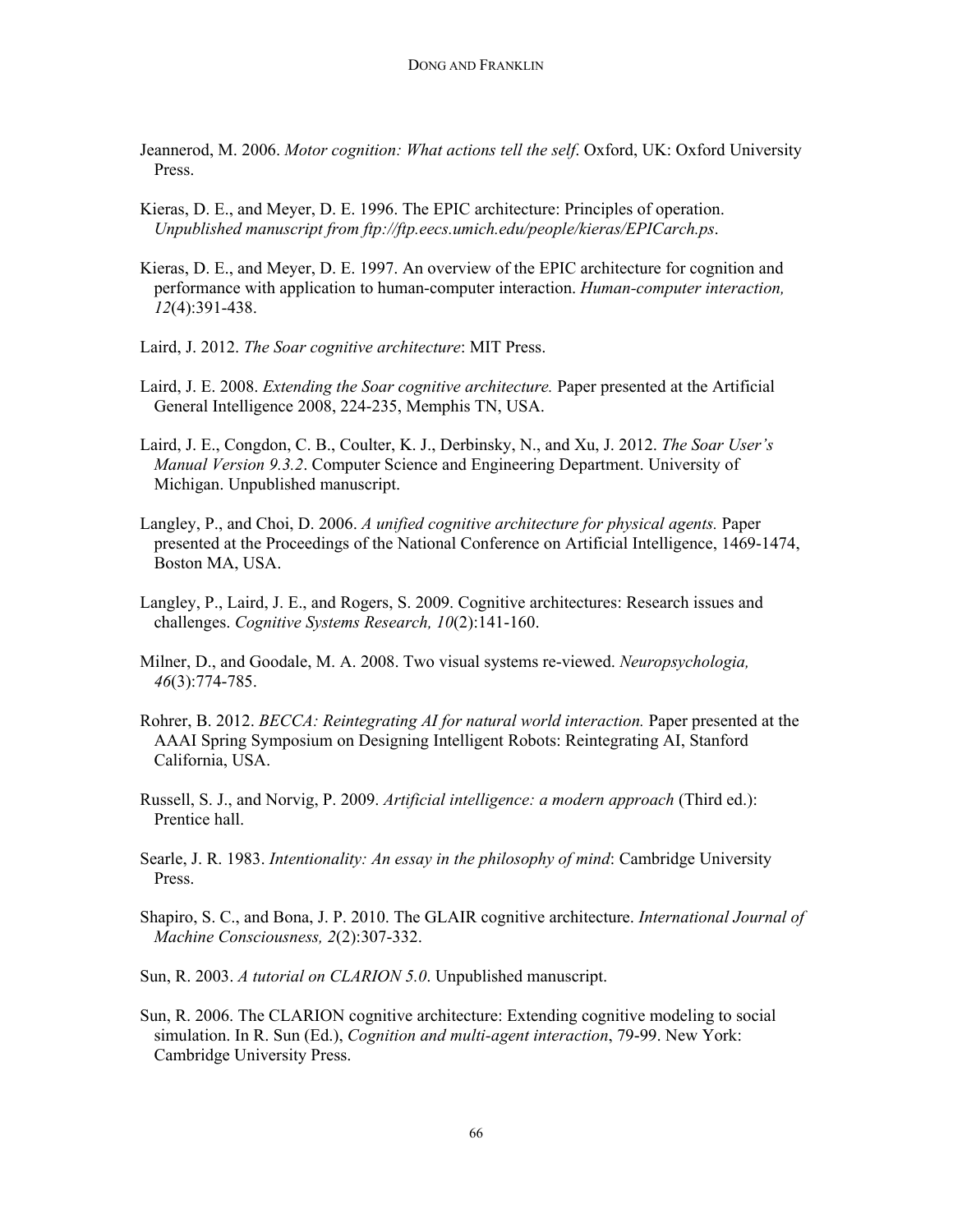Jeannerod, M. 2006. *Motor cognition: What actions tell the self*. Oxford, UK: Oxford University Press.

Kieras, D. E., and Meyer, D. E. 1996. The EPIC architecture: Principles of operation. *Unpublished manuscript from ftp://ftp.eecs.umich.edu/people/kieras/EPICarch.ps*.

Kieras, D. E., and Meyer, D. E. 1997. An overview of the EPIC architecture for cognition and performance with application to human-computer interaction. *Human-computer interaction, 12*(4):391-438.

Laird, J. 2012. *The Soar cognitive architecture*: MIT Press.

Laird, J. E. 2008. *Extending the Soar cognitive architecture.* Paper presented at the Artificial General Intelligence 2008, 224-235, Memphis TN, USA.

Laird, J. E., Congdon, C. B., Coulter, K. J., Derbinsky, N., and Xu, J. 2012. *The Soar User's Manual Version 9.3.2*. Computer Science and Engineering Department. University of Michigan. Unpublished manuscript.

Langley, P., and Choi, D. 2006. *A unified cognitive architecture for physical agents.* Paper presented at the Proceedings of the National Conference on Artificial Intelligence, 1469-1474, Boston MA, USA.

Langley, P., Laird, J. E., and Rogers, S. 2009. Cognitive architectures: Research issues and challenges. *Cognitive Systems Research, 10*(2):141-160.

Milner, D., and Goodale, M. A. 2008. Two visual systems re-viewed. *Neuropsychologia, 46*(3):774-785.

Rohrer, B. 2012. *BECCA: Reintegrating AI for natural world interaction.* Paper presented at the AAAI Spring Symposium on Designing Intelligent Robots: Reintegrating AI, Stanford California, USA.

Russell, S. J., and Norvig, P. 2009. *Artificial intelligence: a modern approach* (Third ed.): Prentice hall.

Searle, J. R. 1983. *Intentionality: An essay in the philosophy of mind*: Cambridge University Press.

Shapiro, S. C., and Bona, J. P. 2010. The GLAIR cognitive architecture. *International Journal of Machine Consciousness, 2*(2):307-332.

Sun, R. 2003. *A tutorial on CLARION 5.0*. Unpublished manuscript.

Sun, R. 2006. The CLARION cognitive architecture: Extending cognitive modeling to social simulation. In R. Sun (Ed.), *Cognition and multi-agent interaction*, 79-99. New York: Cambridge University Press.